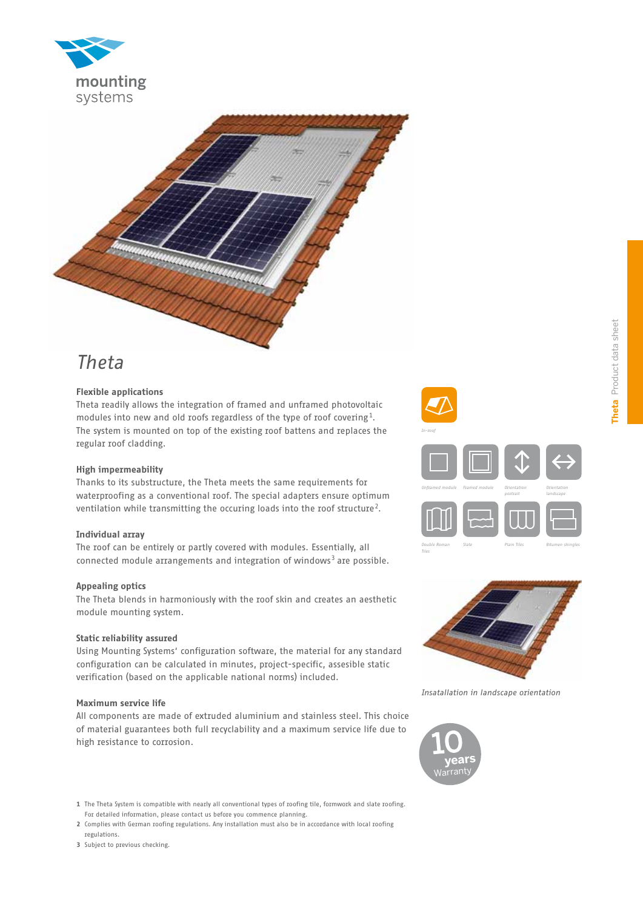mounting systems

# Theta

**Flexible applications**
Theta readily allows the integration of framed and unframed photovoltaic modules into new and old roofs regardless of the type of roof covering[1]. The system is mounted on top of the existing roof battens and replaces the regular roof cladding.

**High impermeability**
Thanks to its substructure, the Theta meets the same requirements for waterproofing as a conventional roof. The special adapters ensure optimum ventilation while transmitting the occuring loads into the roof structure[2].

**Individual array**
The roof can be entirely or partly covered with modules. Essentially, all connected module arrangements and integration of windows[3] are possible.

**Appealing optics**
The Theta blends in harmoniously with the roof skin and creates an aesthetic module mounting system.

**Static reliability assured**
Using Mounting Systems' configuration software, the material for any standard configuration can be calculated in minutes, project-specific, assesible static verification (based on the applicable national norms) included.

**Maximum service life**
All components are made of extruded aluminium and stainless steel. This choice of material guarantees both full recyclability and a maximum service life due to high resistance to corrosion.

In-roof

Unframed module | Framed module | Orientation portrait | Orientation landscape

Double Roman Tiles | Slate | Plain Tiles | Bitumen shingles

*Insatallation in landscape orientation*

10 years Warranty

1 The Theta System is compatible with nearly all conventional types of roofing tile, formwork and slate roofing. For detailed information, please contact us before you commence planning.
2 Complies with German roofing regulations. Any installation must also be in accordance with local roofing regulations.
3 Subject to previous checking.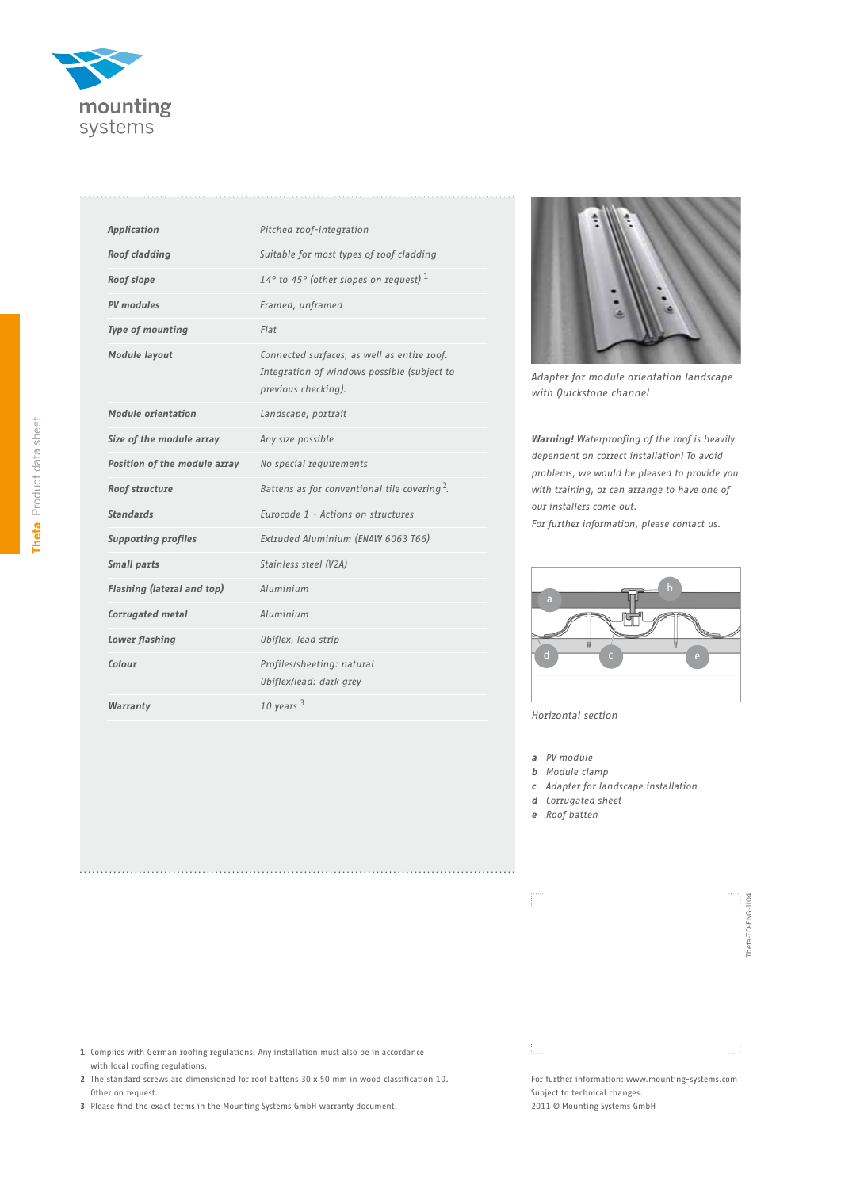| | |
|---|---|
| **Application** | Pitched roof-integration |
| **Roof cladding** | Suitable for most types of roof cladding |
| **Roof slope** | 14° to 45° (other slopes on request) [1] |
| **PV modules** | Framed, unframed |
| **Type of mounting** | Flat |
| **Module layout** | Connected surfaces, as well as entire roof. Integration of windows possible (subject to previous checking). |
| **Module orientation** | Landscape, portrait |
| **Size of the module array** | Any size possible |
| **Position of the module array** | No special requirements |
| **Roof structure** | Battens as for conventional tile covering [2]. |
| **Standards** | Eurocode 1 - Actions on structures |
| **Supporting profiles** | Extruded Aluminium (ENAW 6063 T66) |
| **Small parts** | Stainless steel (V2A) |
| **Flashing (lateral and top)** | Aluminium |
| **Corrugated metal** | Aluminium |
| **Lower flashing** | Ubiflex, lead strip |
| **Colour** | Profiles/sheeting: natural<br>Ubiflex/lead: dark grey |
| **Warranty** | 10 years [3] |

*Adapter for module orientation landscape with Quickstone channel*

***Warning!*** *Waterproofing of the roof is heavily dependent on correct installation! To avoid problems, we would be pleased to provide you with training, or can arrange to have one of our installers come out.*
*For further information, please contact us.*

a
b
d
c
e

*Horizontal section*

- ***a*** *PV module*
- ***b*** *Module clamp*
- ***c*** *Adapter for landscape installation*
- ***d*** *Corrugated sheet*
- ***e*** *Roof batten*

Theta-TD-ENG-1104

1 Complies with German roofing regulations. Any installation must also be in accordance with local roofing regulations.

2 The standard screws are dimensioned for roof battens 30 x 50 mm in wood classification 10. Other on request.

3 Please find the exact terms in the Mounting Systems GmbH warranty document.

For further information: www.mounting-systems.com
Subject to technical changes.
2011 © Mounting Systems GmbH